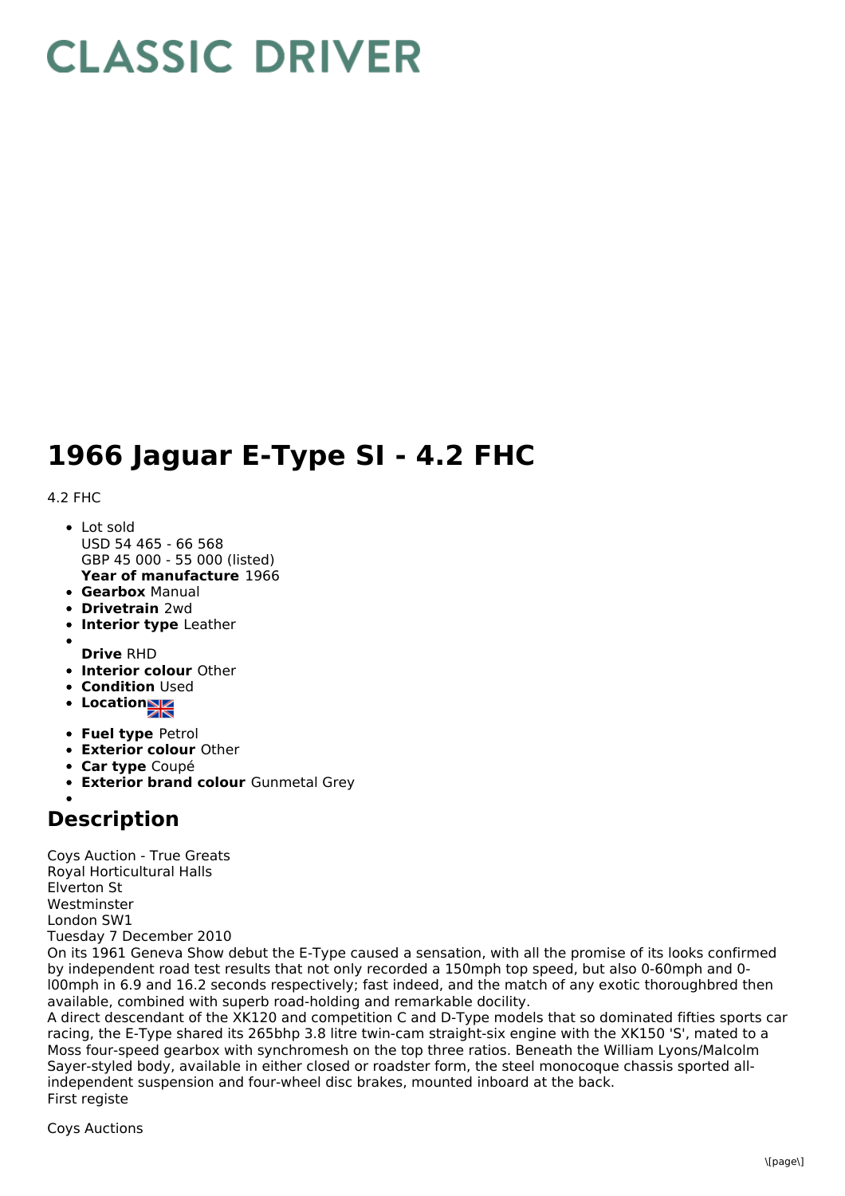# CLASSIC DRIVER

# 1966 Jaguar E-Type SI - 4.2 FHC

4.2 FHC

- Lot sold
  USD 54 465 - 66 568
  GBP 45 000 - 55 000 (listed)
  **Year of manufacture** 1966
- **Gearbox** Manual
- **Drivetrain** 2wd
- **Interior type** Leather
- 
  **Drive** RHD
- **Interior colour** Other
- **Condition** Used
- **Location**
- **Fuel type** Petrol
- **Exterior colour** Other
- **Car type** Coupé
- **Exterior brand colour** Gunmetal Grey
- 

## Description

Coys Auction - True Greats
Royal Horticultural Halls
Elverton St
Westminster
London SW1
Tuesday 7 December 2010
On its 1961 Geneva Show debut the E-Type caused a sensation, with all the promise of its looks confirmed by independent road test results that not only recorded a 150mph top speed, but also 0-60mph and 0-l00mph in 6.9 and 16.2 seconds respectively; fast indeed, and the match of any exotic thoroughbred then available, combined with superb road-holding and remarkable docility.
A direct descendant of the XK120 and competition C and D-Type models that so dominated fifties sports car racing, the E-Type shared its 265bhp 3.8 litre twin-cam straight-six engine with the XK150 'S', mated to a Moss four-speed gearbox with synchromesh on the top three ratios. Beneath the William Lyons/Malcolm Sayer-styled body, available in either closed or roadster form, the steel monocoque chassis sported all-independent suspension and four-wheel disc brakes, mounted inboard at the back.
First registe

Coys Auctions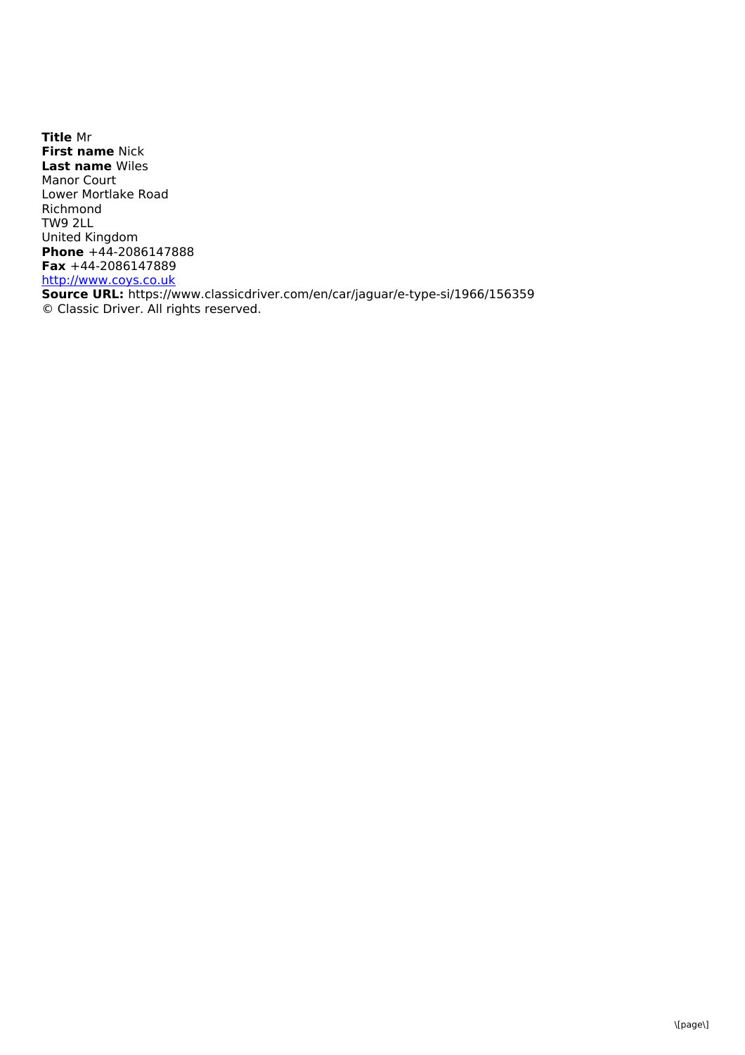**Title** Mr
**First name** Nick
**Last name** Wiles
Manor Court
Lower Mortlake Road
Richmond
TW9 2LL
United Kingdom
**Phone** +44-2086147888
**Fax** +44-2086147889
[http://www.coys.co.uk](http://www.coys.co.uk)
**Source URL:** https://www.classicdriver.com/en/car/jaguar/e-type-si/1966/156359
© Classic Driver. All rights reserved.